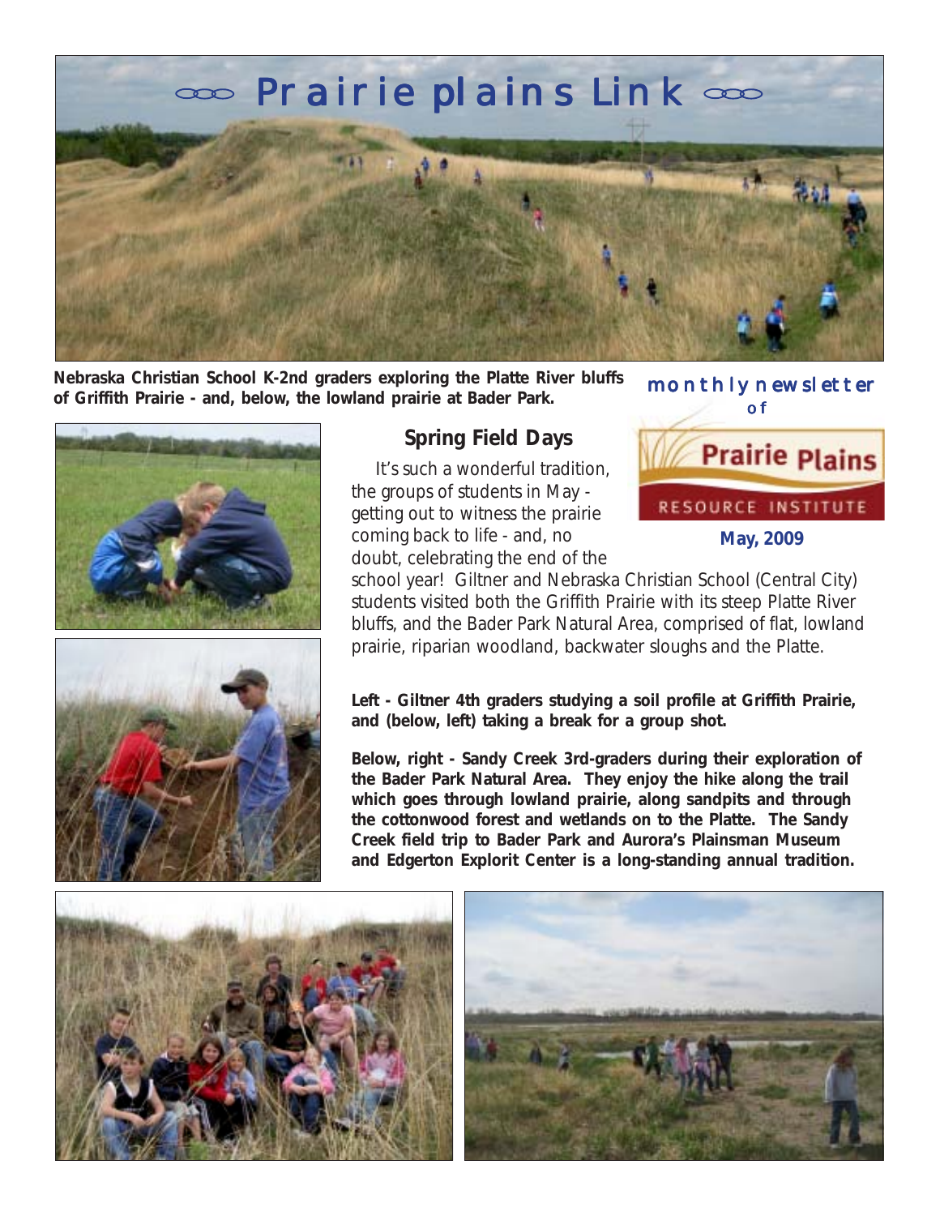# Prairie plains Link

**Nebraska Christian School K-2nd graders exploring the Platte River bluffs of Griffith Prairie - and, below, the lowland prairie at Bader Park.**

monthly newsletter of

Prairie Plains RESOURCE INSTITUTE

**May, 2009**

## Spring Field Days

It's such a wonderful tradition, the groups of students in May - getting out to witness the prairie coming back to life - and, no doubt, celebrating the end of the school year! Giltner and Nebraska Christian School (Central City) students visited both the Griffith Prairie with its steep Platte River bluffs, and the Bader Park Natural Area, comprised of flat, lowland prairie, riparian woodland, backwater sloughs and the Platte.

**Left - Giltner 4th graders studying a soil profile at Griffith Prairie, and (below, left) taking a break for a group shot.**

**Below, right - Sandy Creek 3rd-graders during their exploration of the Bader Park Natural Area. They enjoy the hike along the trail which goes through lowland prairie, along sandpits and through the cottonwood forest and wetlands on to the Platte. The Sandy Creek field trip to Bader Park and Aurora's Plainsman Museum and Edgerton Explorit Center is a long-standing annual tradition.**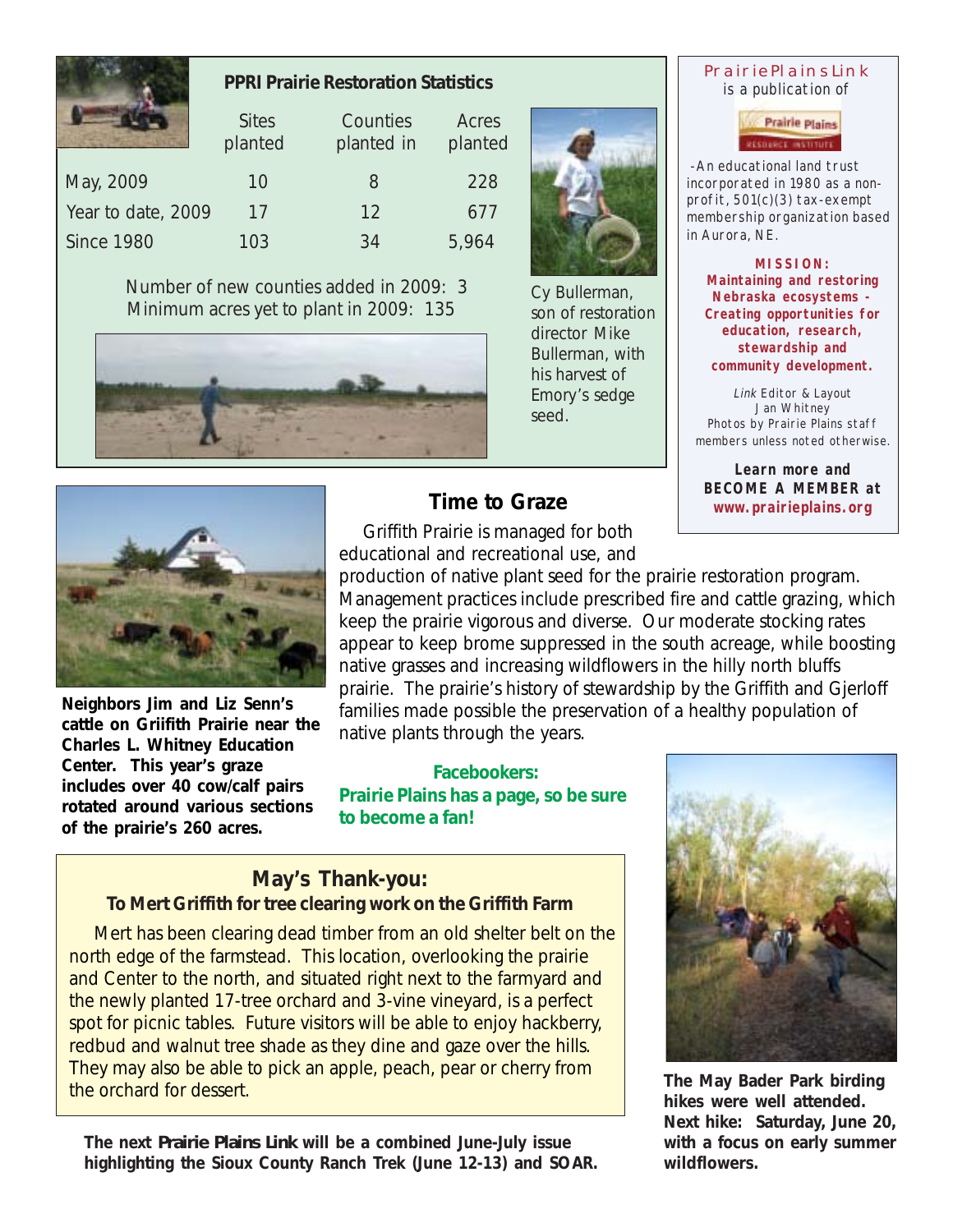## PPRI Prairie Restoration Statistics

| | Sites planted | Counties planted in | Acres planted |
|---|---|---|---|
| May, 2009 | 10 | 8 | 228 |
| Year to date, 2009 | 17 | 12 | 677 |
| Since 1980 | 103 | 34 | 5,964 |

Number of new counties added in 2009: 3
Minimum acres yet to plant in 2009: 135

Cy Bullerman, son of restoration director Mike Bullerman, with his harvest of Emory's sedge seed.

Prairie Plains Link is a publication of Prairie Plains Resource Institute

-An educational land trust incorporated in 1980 as a non-profit, 501(c)(3) tax-exempt membership organization based in Aurora, NE.

**MISSION: Maintaining and restoring Nebraska ecosystems - Creating opportunities for education, research, stewardship and community development.**

*Link* Editor & Layout
Jan Whitney
Photos by Prairie Plains staff members unless noted otherwise.

**Learn more and BECOME A MEMBER at www.prairieplains.org**

## Time to Graze

Griffith Prairie is managed for both educational and recreational use, and production of native plant seed for the prairie restoration program. Management practices include prescribed fire and cattle grazing, which keep the prairie vigorous and diverse. Our moderate stocking rates appear to keep brome suppressed in the south acreage, while boosting native grasses and increasing wildflowers in the hilly north bluffs prairie. The prairie's history of stewardship by the Griffith and Gjerloff families made possible the preservation of a healthy population of native plants through the years.

**Neighbors Jim and Liz Senn's cattle on Griifith Prairie near the Charles L. Whitney Education Center. This year's graze includes over 40 cow/calf pairs rotated around various sections of the prairie's 260 acres.**

**Facebookers:**
**Prairie Plains has a page, so be sure to become a fan!**

## May's Thank-you:

### To Mert Griffith for tree clearing work on the Griffith Farm

Mert has been clearing dead timber from an old shelter belt on the north edge of the farmstead. This location, overlooking the prairie and Center to the north, and situated right next to the farmyard and the newly planted 17-tree orchard and 3-vine vineyard, is a perfect spot for picnic tables. Future visitors will be able to enjoy hackberry, redbud and walnut tree shade as they dine and gaze over the hills. They may also be able to pick an apple, peach, pear or cherry from the orchard for dessert.

**The May Bader Park birding hikes were well attended. Next hike: Saturday, June 20, with a focus on early summer wildflowers.**

**The next *Prairie Plains Link* will be a combined June-July issue highlighting the Sioux County Ranch Trek (June 12-13) and SOAR.**